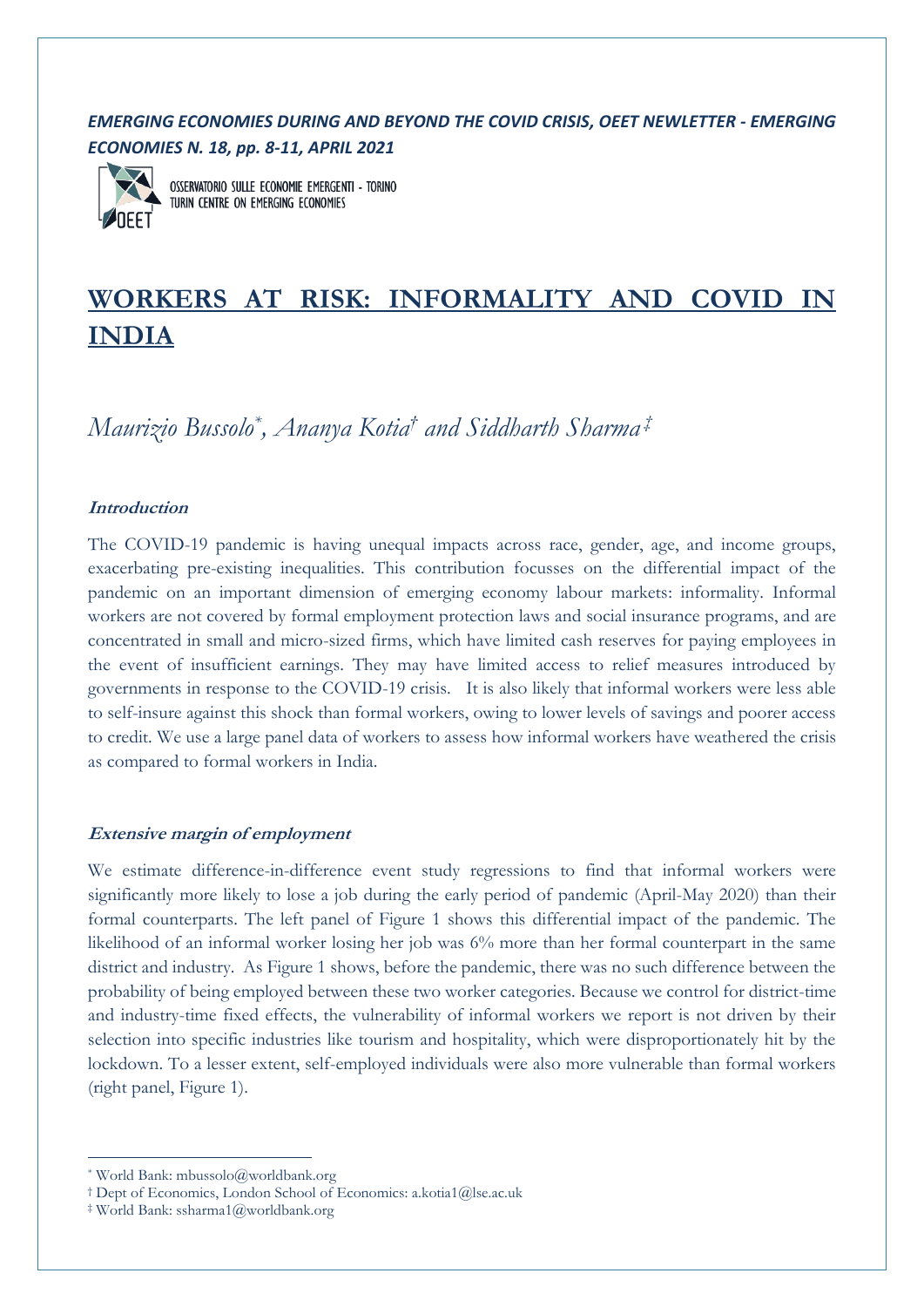*EMERGING ECONOMIES DURING AND BEYOND THE COVID CRISIS, OEET NEWLETTER - EMERGING ECONOMIES N. 18, pp. 8-11, APRIL 2021*

OSSERVATORIO SULLE ECONOMIE EMERGENTI - TORINO
TURIN CENTRE ON EMERGING ECONOMIES

# WORKERS AT RISK: INFORMALITY AND COVID IN INDIA

*Maurizio Bussolo[*], Ananya Kotia[†] and Siddharth Sharma[‡]*

### Introduction

The COVID-19 pandemic is having unequal impacts across race, gender, age, and income groups, exacerbating pre-existing inequalities. This contribution focusses on the differential impact of the pandemic on an important dimension of emerging economy labour markets: informality. Informal workers are not covered by formal employment protection laws and social insurance programs, and are concentrated in small and micro-sized firms, which have limited cash reserves for paying employees in the event of insufficient earnings. They may have limited access to relief measures introduced by governments in response to the COVID-19 crisis. It is also likely that informal workers were less able to self-insure against this shock than formal workers, owing to lower levels of savings and poorer access to credit. We use a large panel data of workers to assess how informal workers have weathered the crisis as compared to formal workers in India.

### Extensive margin of employment

We estimate difference-in-difference event study regressions to find that informal workers were significantly more likely to lose a job during the early period of pandemic (April-May 2020) than their formal counterparts. The left panel of Figure 1 shows this differential impact of the pandemic. The likelihood of an informal worker losing her job was 6% more than her formal counterpart in the same district and industry. As Figure 1 shows, before the pandemic, there was no such difference between the probability of being employed between these two worker categories. Because we control for district-time and industry-time fixed effects, the vulnerability of informal workers we report is not driven by their selection into specific industries like tourism and hospitality, which were disproportionately hit by the lockdown. To a lesser extent, self-employed individuals were also more vulnerable than formal workers (right panel, Figure 1).

---

[*] World Bank: mbussolo@worldbank.org

[†] Dept of Economics, London School of Economics: a.kotia1@lse.ac.uk

[‡] World Bank: ssharma1@worldbank.org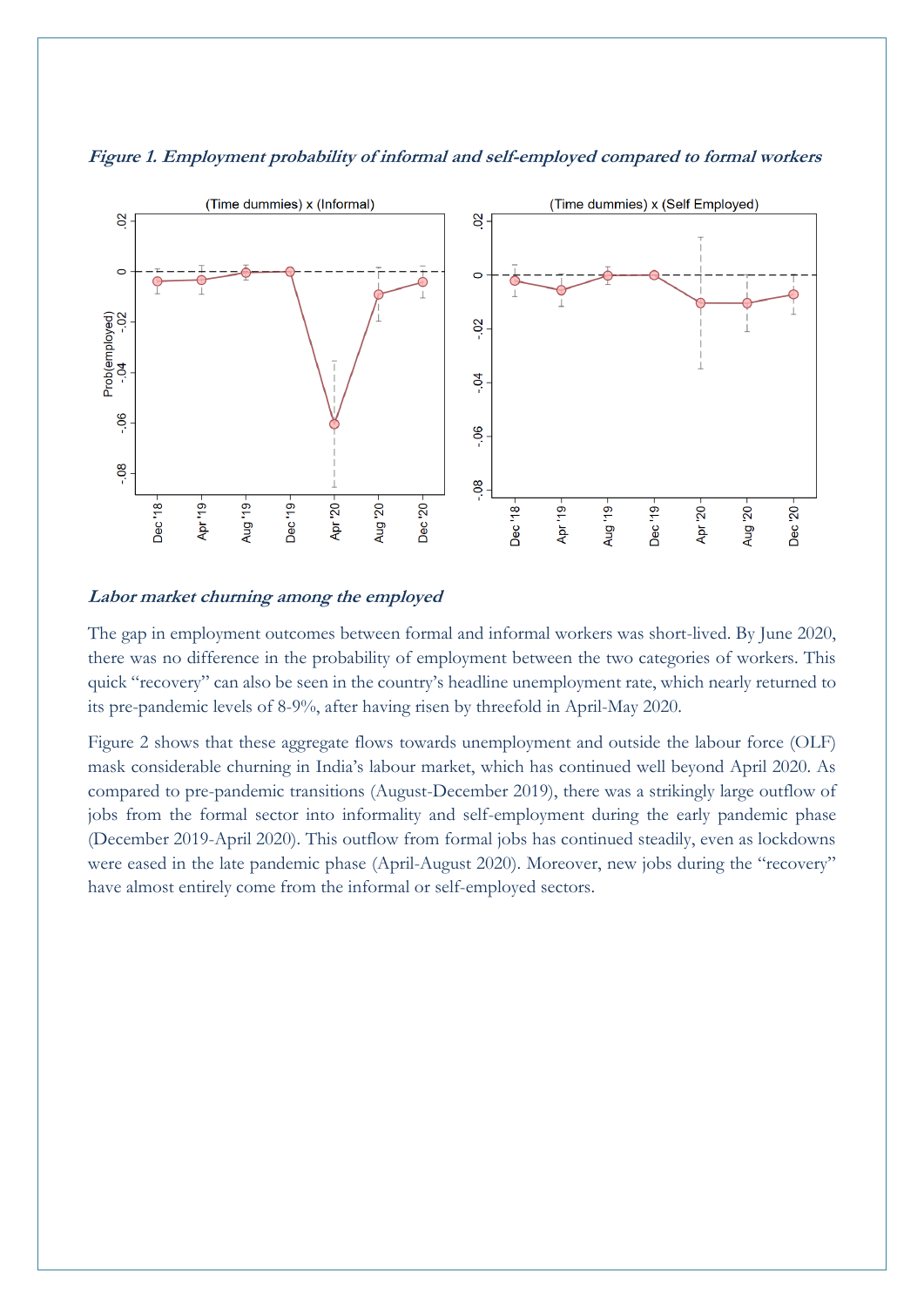***Figure 1. Employment probability of informal and self-employed compared to formal workers***

***Labor market churning among the employed***

The gap in employment outcomes between formal and informal workers was short-lived. By June 2020, there was no difference in the probability of employment between the two categories of workers. This quick "recovery" can also be seen in the country's headline unemployment rate, which nearly returned to its pre-pandemic levels of 8-9%, after having risen by threefold in April-May 2020.

Figure 2 shows that these aggregate flows towards unemployment and outside the labour force (OLF) mask considerable churning in India's labour market, which has continued well beyond April 2020. As compared to pre-pandemic transitions (August-December 2019), there was a strikingly large outflow of jobs from the formal sector into informality and self-employment during the early pandemic phase (December 2019-April 2020). This outflow from formal jobs has continued steadily, even as lockdowns were eased in the late pandemic phase (April-August 2020). Moreover, new jobs during the "recovery" have almost entirely come from the informal or self-employed sectors.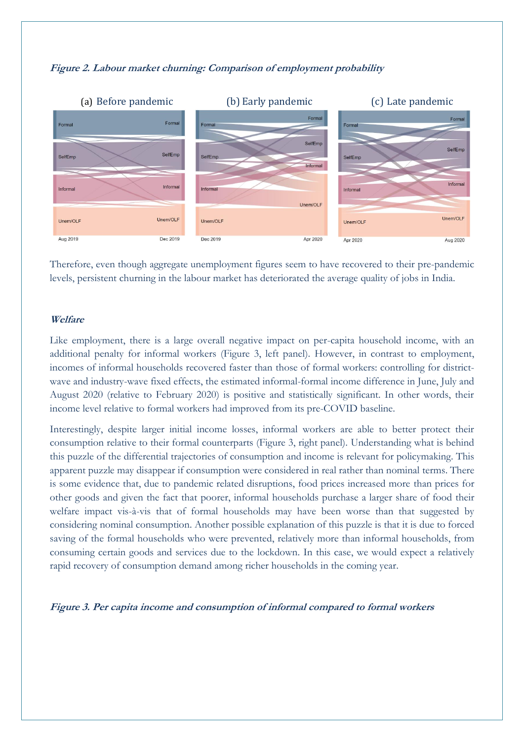***Figure 2. Labour market churning: Comparison of employment probability***

(a) Before pandemic

Formal, SelfEmp, Informal, Unem/OLF — Aug 2019 to Dec 2019

(b) Early pandemic

Formal, SelfEmp, Informal, Unem/OLF — Dec 2019 to Apr 2020

(c) Late pandemic

Formal, SelfEmp, Informal, Unem/OLF — Apr 2020 to Aug 2020

Therefore, even though aggregate unemployment figures seem to have recovered to their pre-pandemic levels, persistent churning in the labour market has deteriorated the average quality of jobs in India.

#### ***Welfare***

Like employment, there is a large overall negative impact on per-capita household income, with an additional penalty for informal workers (Figure 3, left panel). However, in contrast to employment, incomes of informal households recovered faster than those of formal workers: controlling for district-wave and industry-wave fixed effects, the estimated informal-formal income difference in June, July and August 2020 (relative to February 2020) is positive and statistically significant. In other words, their income level relative to formal workers had improved from its pre-COVID baseline.

Interestingly, despite larger initial income losses, informal workers are able to better protect their consumption relative to their formal counterparts (Figure 3, right panel). Understanding what is behind this puzzle of the differential trajectories of consumption and income is relevant for policymaking. This apparent puzzle may disappear if consumption were considered in real rather than nominal terms. There is some evidence that, due to pandemic related disruptions, food prices increased more than prices for other goods and given the fact that poorer, informal households purchase a larger share of food their welfare impact vis-à-vis that of formal households may have been worse than that suggested by considering nominal consumption. Another possible explanation of this puzzle is that it is due to forced saving of the formal households who were prevented, relatively more than informal households, from consuming certain goods and services due to the lockdown. In this case, we would expect a relatively rapid recovery of consumption demand among richer households in the coming year.

***Figure 3. Per capita income and consumption of informal compared to formal workers***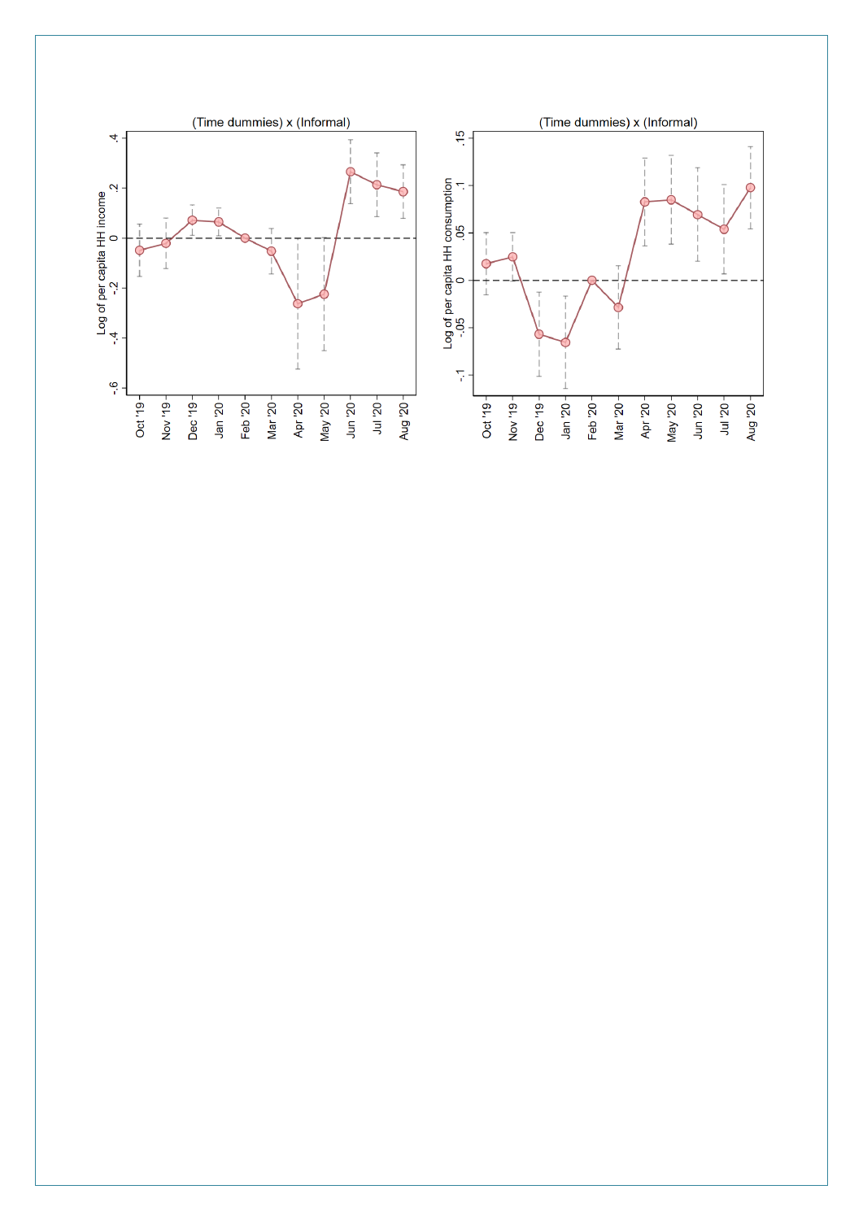(Time dummies) x (Informal)

Log of per capita HH income

.4
.2
0
-.2
-.4
-.6

Oct '19
Nov '19
Dec '19
Jan '20
Feb '20
Mar '20
Apr '20
May '20
Jun '20
Jul '20
Aug '20

(Time dummies) x (Informal)

Log of per capita HH consumption

.15
.1
.05
0
-.05
-.1

Oct '19
Nov '19
Dec '19
Jan '20
Feb '20
Mar '20
Apr '20
May '20
Jun '20
Jul '20
Aug '20